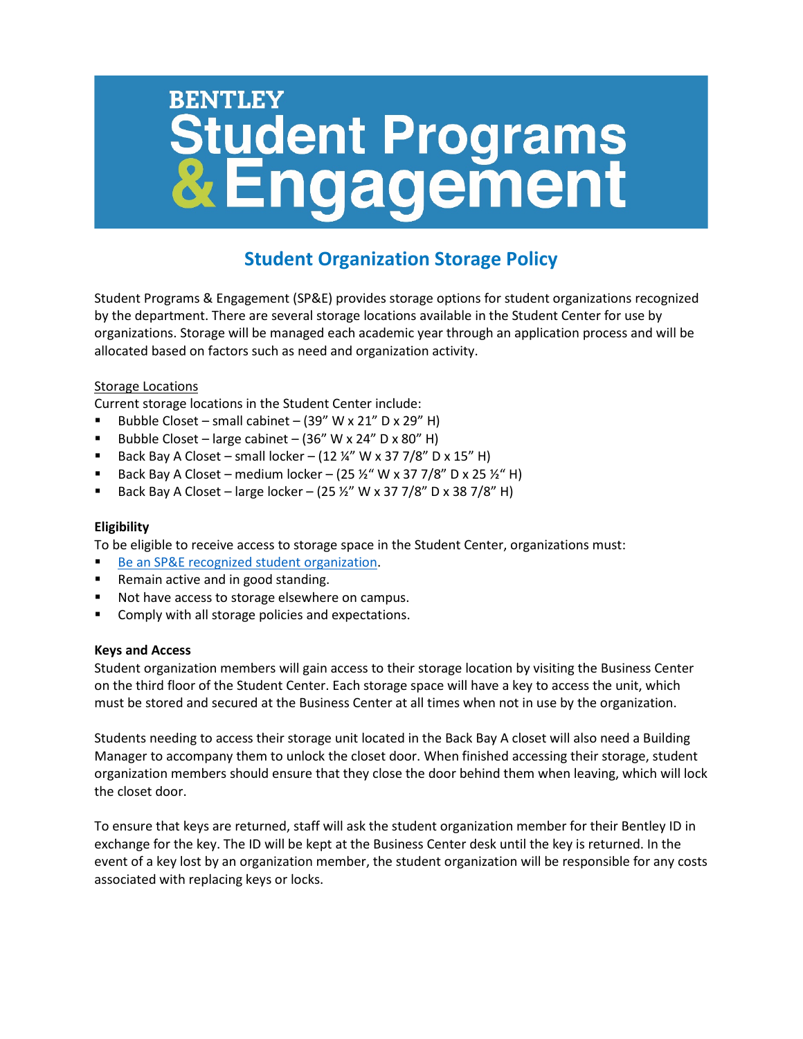# BENTLEY Student Programs & Engagement

## Student Organization Storage Policy

Student Programs & Engagement (SP&E) provides storage options for student organizations recognized by the department. There are several storage locations available in the Student Center for use by organizations. Storage will be managed each academic year through an application process and will be allocated based on factors such as need and organization activity.

Storage Locations

Current storage locations in the Student Center include:

- Bubble Closet – small cabinet – (39" W x 21" D x 29" H)
- Bubble Closet – large cabinet – (36" W x 24" D x 80" H)
- Back Bay A Closet – small locker – (12 ¼" W x 37 7/8" D x 15" H)
- Back Bay A Closet – medium locker – (25 ½" W x 37 7/8" D x 25 ½" H)
- Back Bay A Closet – large locker – (25 ½" W x 37 7/8" D x 38 7/8" H)

**Eligibility**

To be eligible to receive access to storage space in the Student Center, organizations must:

- Be an SP&E recognized student organization.
- Remain active and in good standing.
- Not have access to storage elsewhere on campus.
- Comply with all storage policies and expectations.

**Keys and Access**

Student organization members will gain access to their storage location by visiting the Business Center on the third floor of the Student Center. Each storage space will have a key to access the unit, which must be stored and secured at the Business Center at all times when not in use by the organization.

Students needing to access their storage unit located in the Back Bay A closet will also need a Building Manager to accompany them to unlock the closet door. When finished accessing their storage, student organization members should ensure that they close the door behind them when leaving, which will lock the closet door.

To ensure that keys are returned, staff will ask the student organization member for their Bentley ID in exchange for the key. The ID will be kept at the Business Center desk until the key is returned. In the event of a key lost by an organization member, the student organization will be responsible for any costs associated with replacing keys or locks.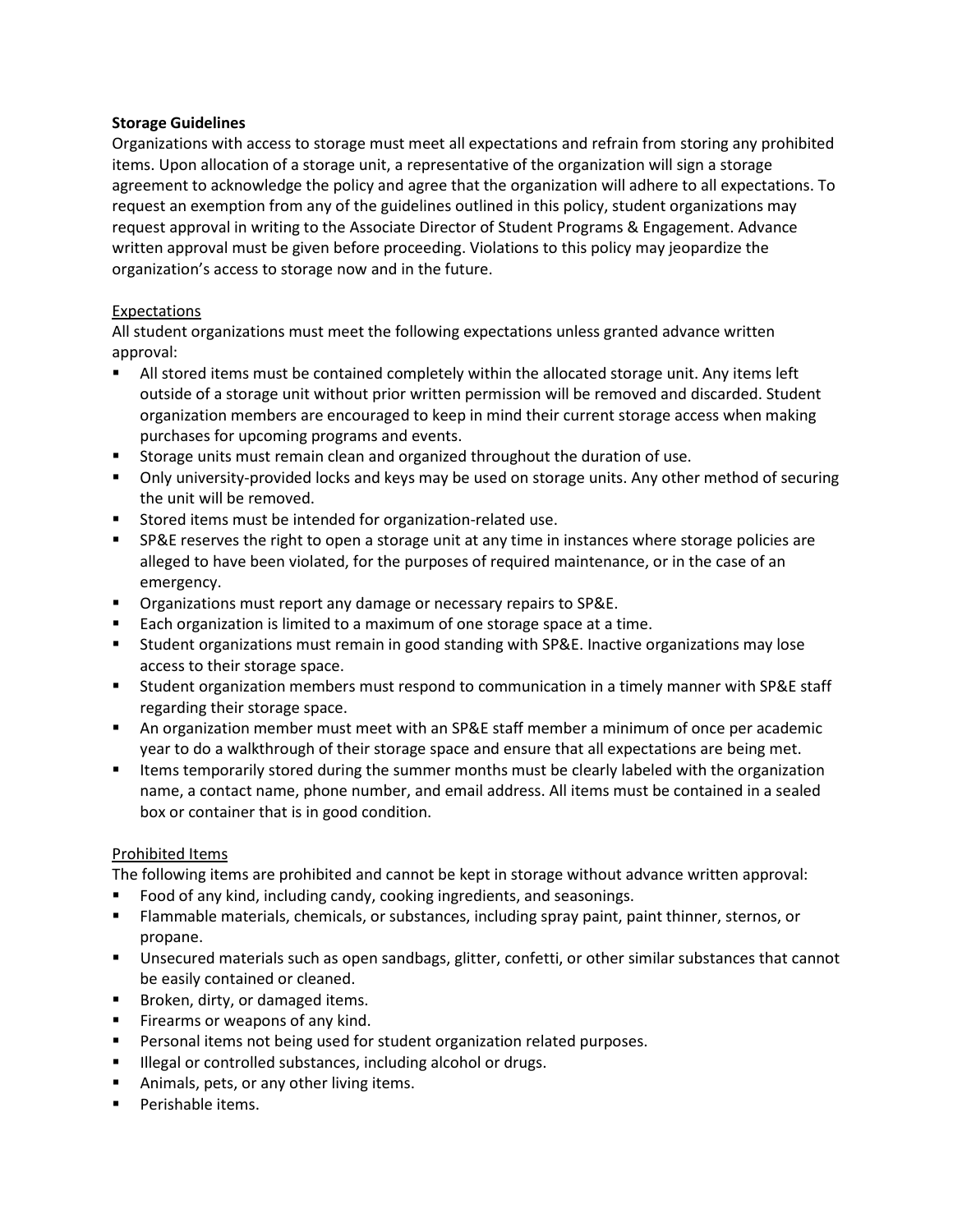**Storage Guidelines**

Organizations with access to storage must meet all expectations and refrain from storing any prohibited items. Upon allocation of a storage unit, a representative of the organization will sign a storage agreement to acknowledge the policy and agree that the organization will adhere to all expectations. To request an exemption from any of the guidelines outlined in this policy, student organizations may request approval in writing to the Associate Director of Student Programs & Engagement. Advance written approval must be given before proceeding. Violations to this policy may jeopardize the organization's access to storage now and in the future.

<u>Expectations</u>

All student organizations must meet the following expectations unless granted advance written approval:

- All stored items must be contained completely within the allocated storage unit. Any items left outside of a storage unit without prior written permission will be removed and discarded. Student organization members are encouraged to keep in mind their current storage access when making purchases for upcoming programs and events.
- Storage units must remain clean and organized throughout the duration of use.
- Only university-provided locks and keys may be used on storage units. Any other method of securing the unit will be removed.
- Stored items must be intended for organization-related use.
- SP&E reserves the right to open a storage unit at any time in instances where storage policies are alleged to have been violated, for the purposes of required maintenance, or in the case of an emergency.
- Organizations must report any damage or necessary repairs to SP&E.
- Each organization is limited to a maximum of one storage space at a time.
- Student organizations must remain in good standing with SP&E. Inactive organizations may lose access to their storage space.
- Student organization members must respond to communication in a timely manner with SP&E staff regarding their storage space.
- An organization member must meet with an SP&E staff member a minimum of once per academic year to do a walkthrough of their storage space and ensure that all expectations are being met.
- Items temporarily stored during the summer months must be clearly labeled with the organization name, a contact name, phone number, and email address. All items must be contained in a sealed box or container that is in good condition.

<u>Prohibited Items</u>

The following items are prohibited and cannot be kept in storage without advance written approval:

- Food of any kind, including candy, cooking ingredients, and seasonings.
- Flammable materials, chemicals, or substances, including spray paint, paint thinner, sternos, or propane.
- Unsecured materials such as open sandbags, glitter, confetti, or other similar substances that cannot be easily contained or cleaned.
- Broken, dirty, or damaged items.
- Firearms or weapons of any kind.
- Personal items not being used for student organization related purposes.
- Illegal or controlled substances, including alcohol or drugs.
- Animals, pets, or any other living items.
- Perishable items.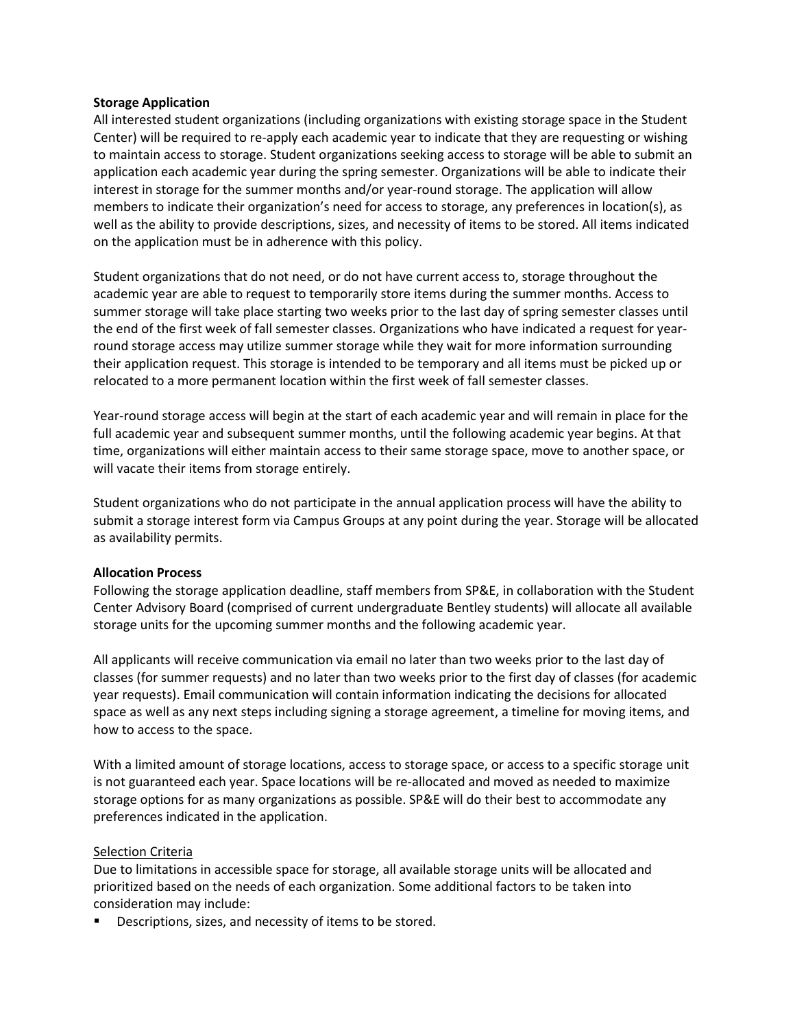**Storage Application**

All interested student organizations (including organizations with existing storage space in the Student Center) will be required to re-apply each academic year to indicate that they are requesting or wishing to maintain access to storage. Student organizations seeking access to storage will be able to submit an application each academic year during the spring semester. Organizations will be able to indicate their interest in storage for the summer months and/or year-round storage. The application will allow members to indicate their organization's need for access to storage, any preferences in location(s), as well as the ability to provide descriptions, sizes, and necessity of items to be stored. All items indicated on the application must be in adherence with this policy.

Student organizations that do not need, or do not have current access to, storage throughout the academic year are able to request to temporarily store items during the summer months. Access to summer storage will take place starting two weeks prior to the last day of spring semester classes until the end of the first week of fall semester classes. Organizations who have indicated a request for year-round storage access may utilize summer storage while they wait for more information surrounding their application request. This storage is intended to be temporary and all items must be picked up or relocated to a more permanent location within the first week of fall semester classes.

Year-round storage access will begin at the start of each academic year and will remain in place for the full academic year and subsequent summer months, until the following academic year begins. At that time, organizations will either maintain access to their same storage space, move to another space, or will vacate their items from storage entirely.

Student organizations who do not participate in the annual application process will have the ability to submit a storage interest form via Campus Groups at any point during the year. Storage will be allocated as availability permits.

**Allocation Process**

Following the storage application deadline, staff members from SP&E, in collaboration with the Student Center Advisory Board (comprised of current undergraduate Bentley students) will allocate all available storage units for the upcoming summer months and the following academic year.

All applicants will receive communication via email no later than two weeks prior to the last day of classes (for summer requests) and no later than two weeks prior to the first day of classes (for academic year requests). Email communication will contain information indicating the decisions for allocated space as well as any next steps including signing a storage agreement, a timeline for moving items, and how to access to the space.

With a limited amount of storage locations, access to storage space, or access to a specific storage unit is not guaranteed each year. Space locations will be re-allocated and moved as needed to maximize storage options for as many organizations as possible. SP&E will do their best to accommodate any preferences indicated in the application.

<u>Selection Criteria</u>

Due to limitations in accessible space for storage, all available storage units will be allocated and prioritized based on the needs of each organization. Some additional factors to be taken into consideration may include:

- Descriptions, sizes, and necessity of items to be stored.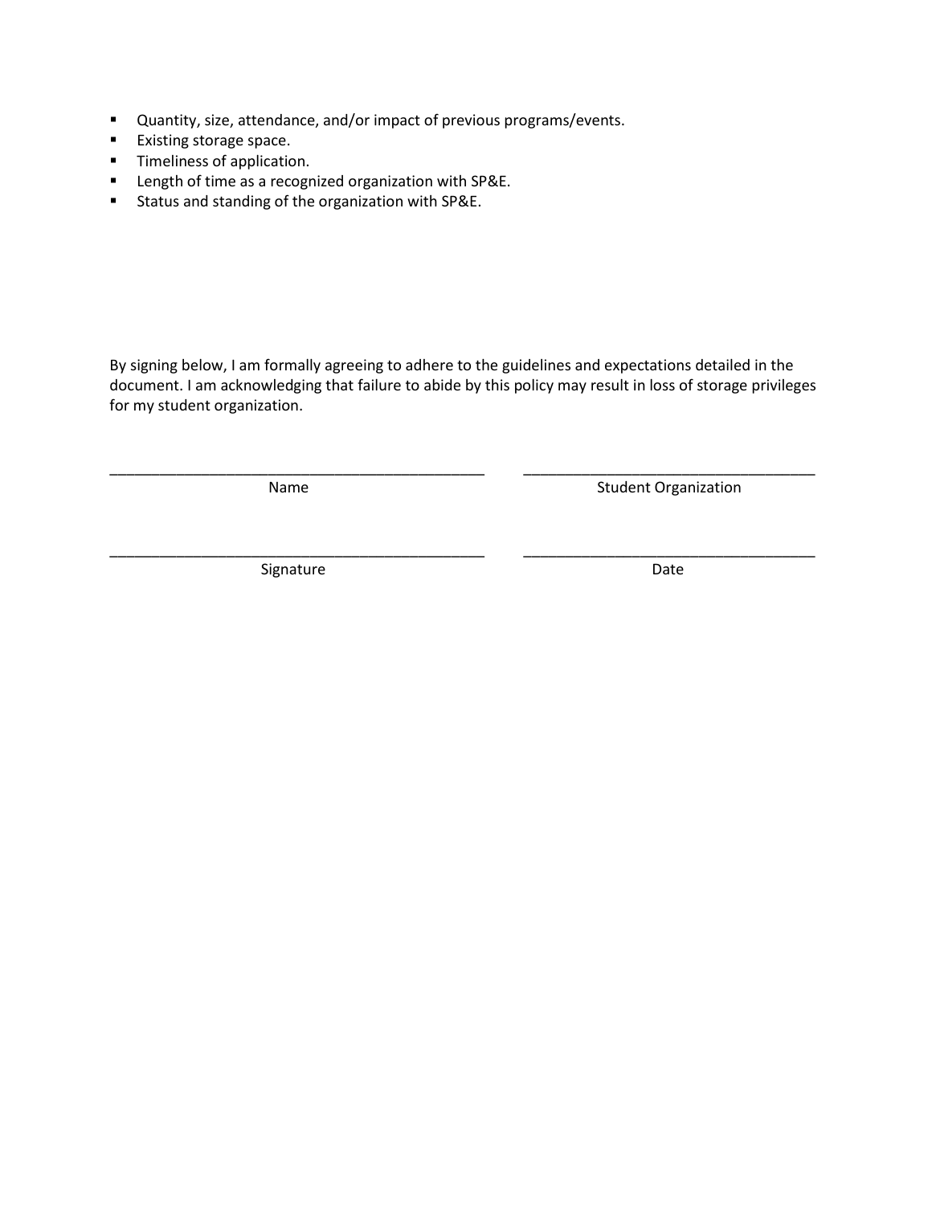- Quantity, size, attendance, and/or impact of previous programs/events.
- Existing storage space.
- Timeliness of application.
- Length of time as a recognized organization with SP&E.
- Status and standing of the organization with SP&E.

By signing below, I am formally agreeing to adhere to the guidelines and expectations detailed in the document. I am acknowledging that failure to abide by this policy may result in loss of storage privileges for my student organization.

| | |
|---|---|
| _______________________________________________ | ____________________________________ |
| Name | Student Organization |
| _______________________________________________ | ____________________________________ |
| Signature | Date |